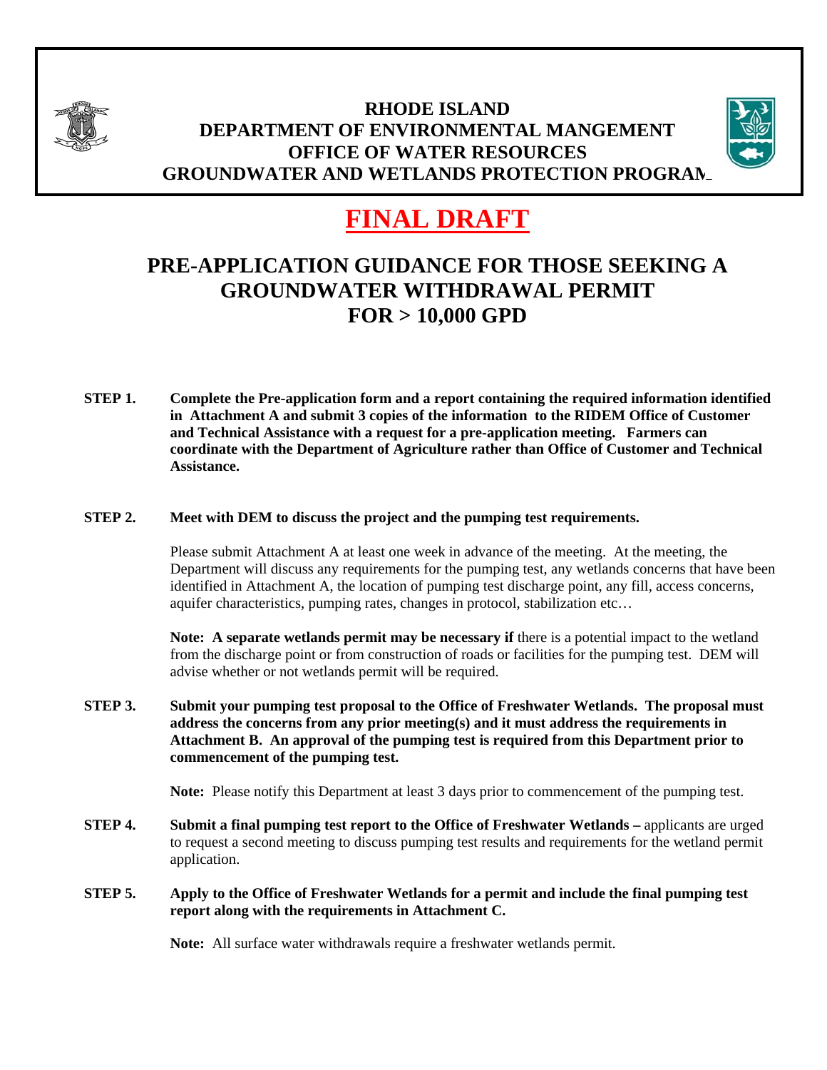**RHODE ISLAND**
**DEPARTMENT OF ENVIRONMENTAL MANGEMENT**
**OFFICE OF WATER RESOURCES**
**GROUNDWATER AND WETLANDS PROTECTION PROGRAM**

# FINAL DRAFT

## PRE-APPLICATION GUIDANCE FOR THOSE SEEKING A GROUNDWATER WITHDRAWAL PERMIT FOR > 10,000 GPD

**STEP 1.** **Complete the Pre-application form and a report containing the required information identified in Attachment A and submit 3 copies of the information to the RIDEM Office of Customer and Technical Assistance with a request for a pre-application meeting. Farmers can coordinate with the Department of Agriculture rather than Office of Customer and Technical Assistance.**

**STEP 2.** **Meet with DEM to discuss the project and the pumping test requirements.**

Please submit Attachment A at least one week in advance of the meeting. At the meeting, the Department will discuss any requirements for the pumping test, any wetlands concerns that have been identified in Attachment A, the location of pumping test discharge point, any fill, access concerns, aquifer characteristics, pumping rates, changes in protocol, stabilization etc…

**Note: A separate wetlands permit may be necessary if** there is a potential impact to the wetland from the discharge point or from construction of roads or facilities for the pumping test. DEM will advise whether or not wetlands permit will be required.

**STEP 3.** **Submit your pumping test proposal to the Office of Freshwater Wetlands. The proposal must address the concerns from any prior meeting(s) and it must address the requirements in Attachment B. An approval of the pumping test is required from this Department prior to commencement of the pumping test.**

**Note:** Please notify this Department at least 3 days prior to commencement of the pumping test.

**STEP 4.** **Submit a final pumping test report to the Office of Freshwater Wetlands –** applicants are urged to request a second meeting to discuss pumping test results and requirements for the wetland permit application.

**STEP 5.** **Apply to the Office of Freshwater Wetlands for a permit and include the final pumping test report along with the requirements in Attachment C.**

**Note:** All surface water withdrawals require a freshwater wetlands permit.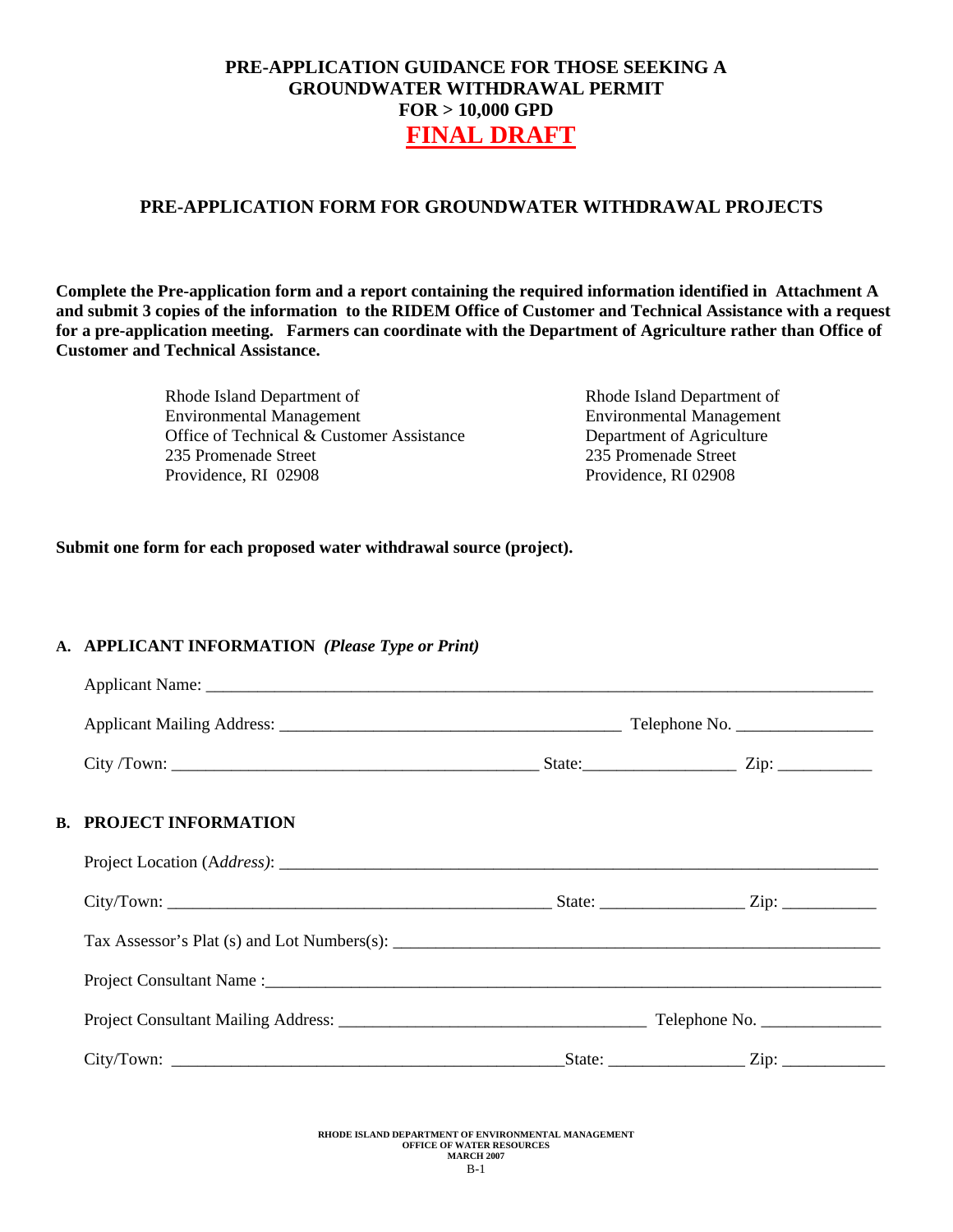# PRE-APPLICATION GUIDANCE FOR THOSE SEEKING A GROUNDWATER WITHDRAWAL PERMIT FOR > 10,000 GPD

## FINAL DRAFT

## PRE-APPLICATION FORM FOR GROUNDWATER WITHDRAWAL PROJECTS

**Complete the Pre-application form and a report containing the required information identified in Attachment A and submit 3 copies of the information to the RIDEM Office of Customer and Technical Assistance with a request for a pre-application meeting. Farmers can coordinate with the Department of Agriculture rather than Office of Customer and Technical Assistance.**

Rhode Island Department of
Environmental Management
Office of Technical & Customer Assistance
235 Promenade Street
Providence, RI 02908

Rhode Island Department of
Environmental Management
Department of Agriculture
235 Promenade Street
Providence, RI 02908

**Submit one form for each proposed water withdrawal source (project).**

### A. APPLICANT INFORMATION *(Please Type or Print)*

Applicant Name: ______________________________________________

Applicant Mailing Address: ______________________________ Telephone No. ______________

City /Town: ______________________________ State:______________ Zip: __________

### B. PROJECT INFORMATION

Project Location (A*ddress)*: ______________________________________________

City/Town: ______________________________ State: ______________ Zip: __________

Tax Assessor's Plat (s) and Lot Numbers(s): ______________________________________________

Project Consultant Name :______________________________________________

Project Consultant Mailing Address: ______________________________ Telephone No. ______________

City/Town: ______________________________State: ______________ Zip: __________

RHODE ISLAND DEPARTMENT OF ENVIRONMENTAL MANAGEMENT
OFFICE OF WATER RESOURCES
MARCH 2007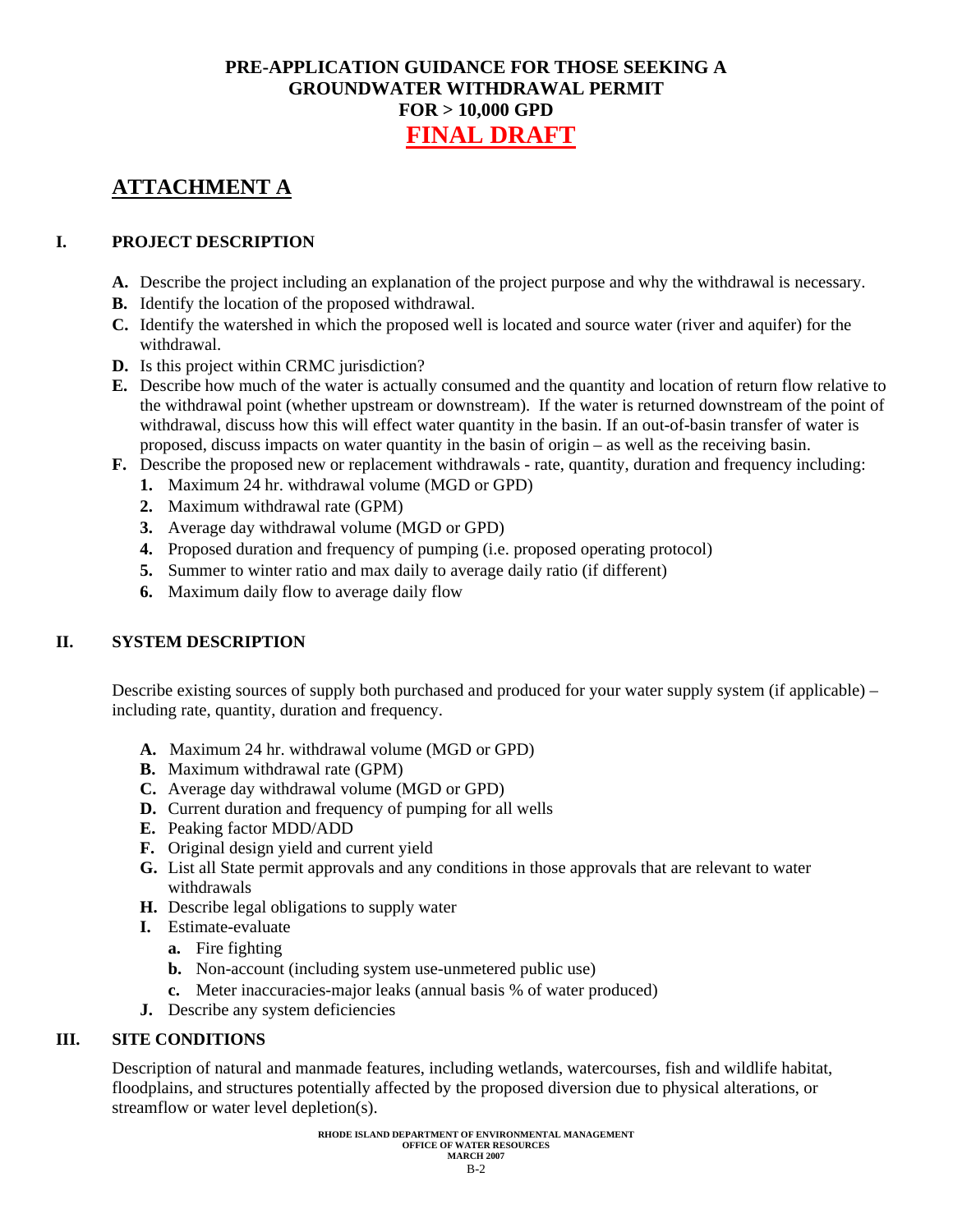**PRE-APPLICATION GUIDANCE FOR THOSE SEEKING A GROUNDWATER WITHDRAWAL PERMIT FOR > 10,000 GPD**

**FINAL DRAFT**

# ATTACHMENT A

## I. PROJECT DESCRIPTION

**A.** Describe the project including an explanation of the project purpose and why the withdrawal is necessary.

**B.** Identify the location of the proposed withdrawal.

**C.** Identify the watershed in which the proposed well is located and source water (river and aquifer) for the withdrawal.

**D.** Is this project within CRMC jurisdiction?

**E.** Describe how much of the water is actually consumed and the quantity and location of return flow relative to the withdrawal point (whether upstream or downstream). If the water is returned downstream of the point of withdrawal, discuss how this will effect water quantity in the basin. If an out-of-basin transfer of water is proposed, discuss impacts on water quantity in the basin of origin – as well as the receiving basin.

**F.** Describe the proposed new or replacement withdrawals - rate, quantity, duration and frequency including:

1. Maximum 24 hr. withdrawal volume (MGD or GPD)
2. Maximum withdrawal rate (GPM)
3. Average day withdrawal volume (MGD or GPD)
4. Proposed duration and frequency of pumping (i.e. proposed operating protocol)
5. Summer to winter ratio and max daily to average daily ratio (if different)
6. Maximum daily flow to average daily flow

## II. SYSTEM DESCRIPTION

Describe existing sources of supply both purchased and produced for your water supply system (if applicable) – including rate, quantity, duration and frequency.

**A.** Maximum 24 hr. withdrawal volume (MGD or GPD)

**B.** Maximum withdrawal rate (GPM)

**C.** Average day withdrawal volume (MGD or GPD)

**D.** Current duration and frequency of pumping for all wells

**E.** Peaking factor MDD/ADD

**F.** Original design yield and current yield

**G.** List all State permit approvals and any conditions in those approvals that are relevant to water withdrawals

**H.** Describe legal obligations to supply water

**I.** Estimate-evaluate

- **a.** Fire fighting
- **b.** Non-account (including system use-unmetered public use)
- **c.** Meter inaccuracies-major leaks (annual basis % of water produced)

**J.** Describe any system deficiencies

## III. SITE CONDITIONS

Description of natural and manmade features, including wetlands, watercourses, fish and wildlife habitat, floodplains, and structures potentially affected by the proposed diversion due to physical alterations, or streamflow or water level depletion(s).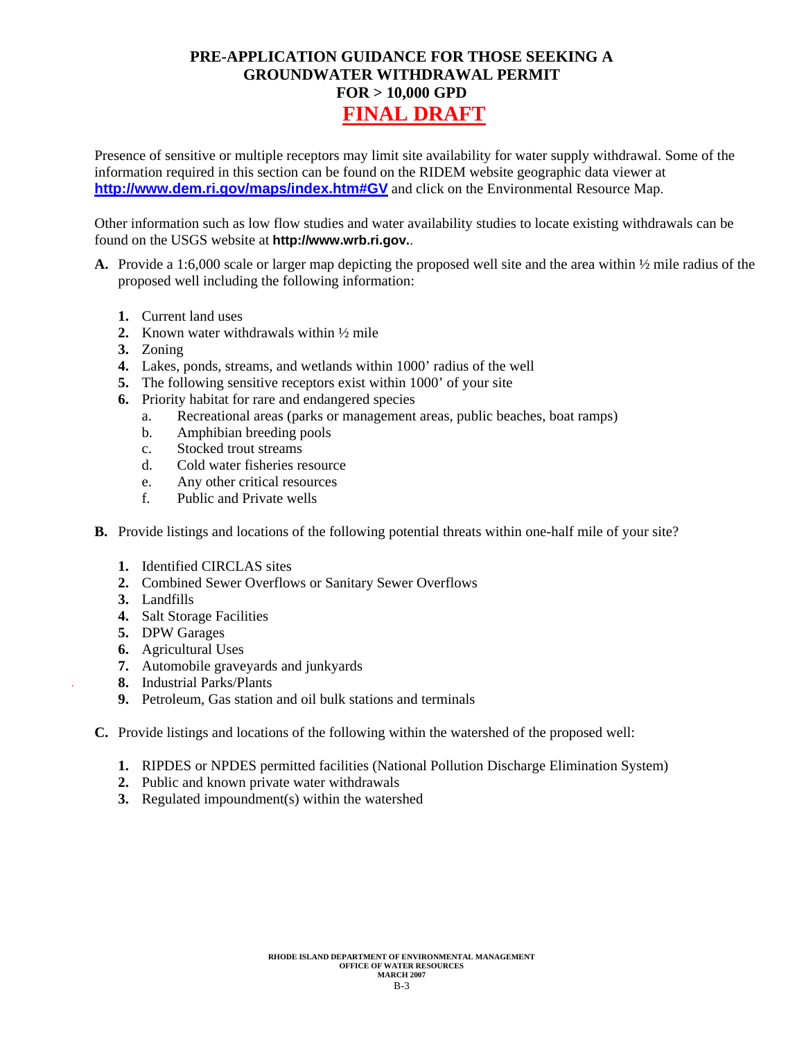# PRE-APPLICATION GUIDANCE FOR THOSE SEEKING A GROUNDWATER WITHDRAWAL PERMIT FOR > 10,000 GPD

## FINAL DRAFT

Presence of sensitive or multiple receptors may limit site availability for water supply withdrawal. Some of the information required in this section can be found on the RIDEM website geographic data viewer at **http://www.dem.ri.gov/maps/index.htm#GV** and click on the Environmental Resource Map.

Other information such as low flow studies and water availability studies to locate existing withdrawals can be found on the USGS website at **http://www.wrb.ri.gov.**.

**A.** Provide a 1:6,000 scale or larger map depicting the proposed well site and the area within ½ mile radius of the proposed well including the following information:

1. Current land uses
2. Known water withdrawals within ½ mile
3. Zoning
4. Lakes, ponds, streams, and wetlands within 1000' radius of the well
5. The following sensitive receptors exist within 1000' of your site
6. Priority habitat for rare and endangered species
   a. Recreational areas (parks or management areas, public beaches, boat ramps)
   b. Amphibian breeding pools
   c. Stocked trout streams
   d. Cold water fisheries resource
   e. Any other critical resources
   f. Public and Private wells

**B.** Provide listings and locations of the following potential threats within one-half mile of your site?

1. Identified CIRCLAS sites
2. Combined Sewer Overflows or Sanitary Sewer Overflows
3. Landfills
4. Salt Storage Facilities
5. DPW Garages
6. Agricultural Uses
7. Automobile graveyards and junkyards
8. Industrial Parks/Plants
9. Petroleum, Gas station and oil bulk stations and terminals

**C.** Provide listings and locations of the following within the watershed of the proposed well:

1. RIPDES or NPDES permitted facilities (National Pollution Discharge Elimination System)
2. Public and known private water withdrawals
3. Regulated impoundment(s) within the watershed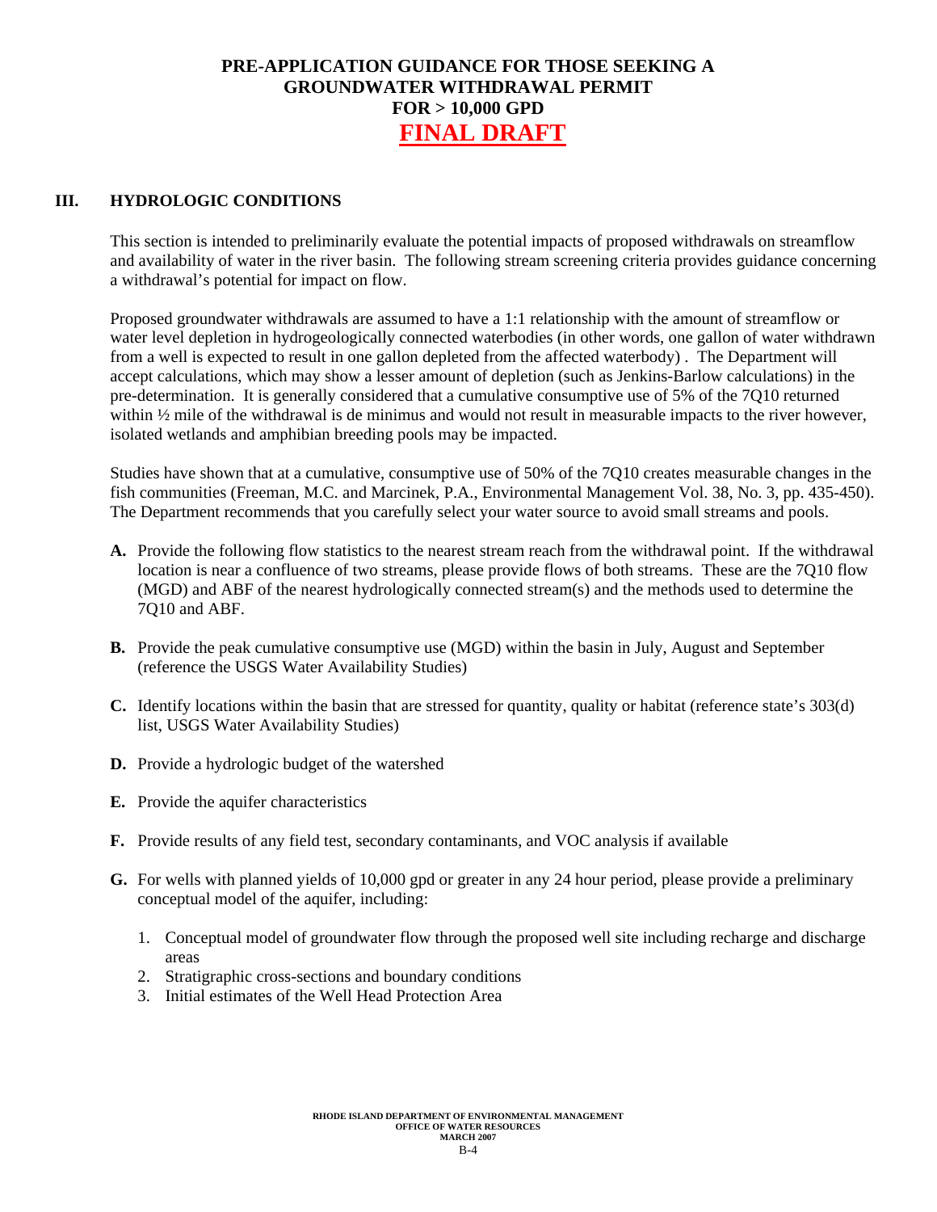# PRE-APPLICATION GUIDANCE FOR THOSE SEEKING A GROUNDWATER WITHDRAWAL PERMIT FOR > 10,000 GPD

**FINAL DRAFT**

## III. HYDROLOGIC CONDITIONS

This section is intended to preliminarily evaluate the potential impacts of proposed withdrawals on streamflow and availability of water in the river basin. The following stream screening criteria provides guidance concerning a withdrawal's potential for impact on flow.

Proposed groundwater withdrawals are assumed to have a 1:1 relationship with the amount of streamflow or water level depletion in hydrogeologically connected waterbodies (in other words, one gallon of water withdrawn from a well is expected to result in one gallon depleted from the affected waterbody) . The Department will accept calculations, which may show a lesser amount of depletion (such as Jenkins-Barlow calculations) in the pre-determination. It is generally considered that a cumulative consumptive use of 5% of the 7Q10 returned within ½ mile of the withdrawal is de minimus and would not result in measurable impacts to the river however, isolated wetlands and amphibian breeding pools may be impacted.

Studies have shown that at a cumulative, consumptive use of 50% of the 7Q10 creates measurable changes in the fish communities (Freeman, M.C. and Marcinek, P.A., Environmental Management Vol. 38, No. 3, pp. 435-450). The Department recommends that you carefully select your water source to avoid small streams and pools.

**A.** Provide the following flow statistics to the nearest stream reach from the withdrawal point. If the withdrawal location is near a confluence of two streams, please provide flows of both streams. These are the 7Q10 flow (MGD) and ABF of the nearest hydrologically connected stream(s) and the methods used to determine the 7Q10 and ABF.

**B.** Provide the peak cumulative consumptive use (MGD) within the basin in July, August and September (reference the USGS Water Availability Studies)

**C.** Identify locations within the basin that are stressed for quantity, quality or habitat (reference state's 303(d) list, USGS Water Availability Studies)

**D.** Provide a hydrologic budget of the watershed

**E.** Provide the aquifer characteristics

**F.** Provide results of any field test, secondary contaminants, and VOC analysis if available

**G.** For wells with planned yields of 10,000 gpd or greater in any 24 hour period, please provide a preliminary conceptual model of the aquifer, including:

1. Conceptual model of groundwater flow through the proposed well site including recharge and discharge areas
2. Stratigraphic cross-sections and boundary conditions
3. Initial estimates of the Well Head Protection Area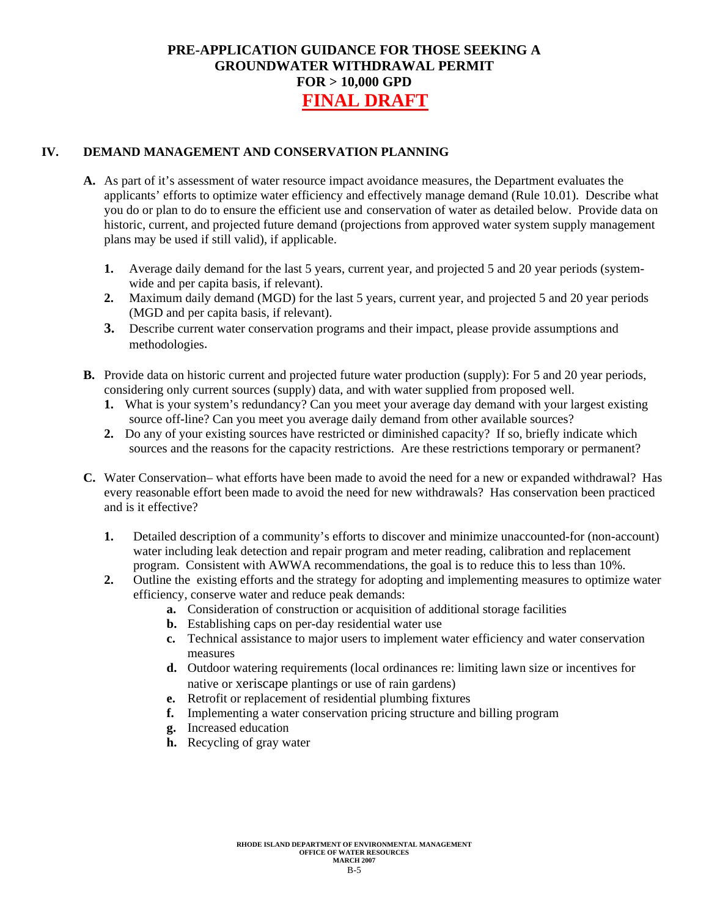# PRE-APPLICATION GUIDANCE FOR THOSE SEEKING A GROUNDWATER WITHDRAWAL PERMIT FOR > 10,000 GPD

## FINAL DRAFT

## IV. DEMAND MANAGEMENT AND CONSERVATION PLANNING

**A.** As part of it's assessment of water resource impact avoidance measures, the Department evaluates the applicants' efforts to optimize water efficiency and effectively manage demand (Rule 10.01). Describe what you do or plan to do to ensure the efficient use and conservation of water as detailed below. Provide data on historic, current, and projected future demand (projections from approved water system supply management plans may be used if still valid), if applicable.

1. Average daily demand for the last 5 years, current year, and projected 5 and 20 year periods (system-wide and per capita basis, if relevant).
2. Maximum daily demand (MGD) for the last 5 years, current year, and projected 5 and 20 year periods (MGD and per capita basis, if relevant).
3. Describe current water conservation programs and their impact, please provide assumptions and methodologies.

**B.** Provide data on historic current and projected future water production (supply): For 5 and 20 year periods, considering only current sources (supply) data, and with water supplied from proposed well.

1. What is your system's redundancy? Can you meet your average day demand with your largest existing source off-line? Can you meet you average daily demand from other available sources?
2. Do any of your existing sources have restricted or diminished capacity? If so, briefly indicate which sources and the reasons for the capacity restrictions. Are these restrictions temporary or permanent?

**C.** Water Conservation– what efforts have been made to avoid the need for a new or expanded withdrawal? Has every reasonable effort been made to avoid the need for new withdrawals? Has conservation been practiced and is it effective?

1. Detailed description of a community's efforts to discover and minimize unaccounted-for (non-account) water including leak detection and repair program and meter reading, calibration and replacement program. Consistent with AWWA recommendations, the goal is to reduce this to less than 10%.
2. Outline the existing efforts and the strategy for adopting and implementing measures to optimize water efficiency, conserve water and reduce peak demands:
   - **a.** Consideration of construction or acquisition of additional storage facilities
   - **b.** Establishing caps on per-day residential water use
   - **c.** Technical assistance to major users to implement water efficiency and water conservation measures
   - **d.** Outdoor watering requirements (local ordinances re: limiting lawn size or incentives for native or xeriscape plantings or use of rain gardens)
   - **e.** Retrofit or replacement of residential plumbing fixtures
   - **f.** Implementing a water conservation pricing structure and billing program
   - **g.** Increased education
   - **h.** Recycling of gray water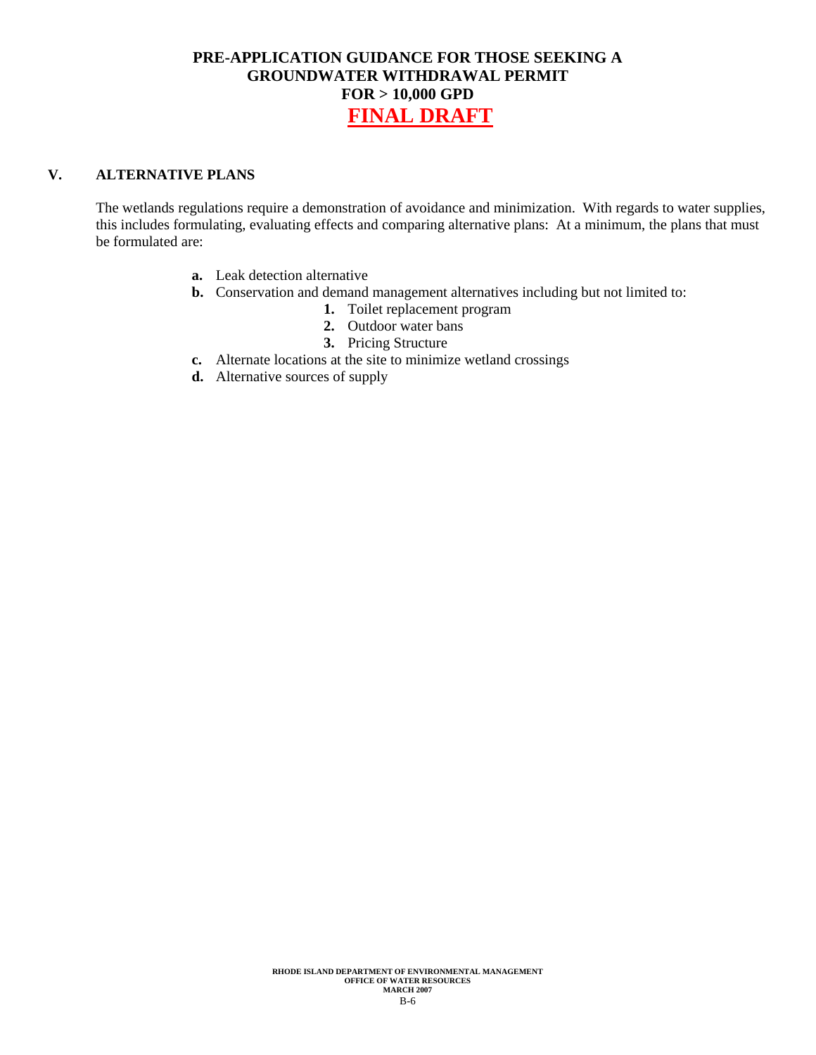## V. ALTERNATIVE PLANS

The wetlands regulations require a demonstration of avoidance and minimization. With regards to water supplies, this includes formulating, evaluating effects and comparing alternative plans: At a minimum, the plans that must be formulated are:

- **a.** Leak detection alternative
- **b.** Conservation and demand management alternatives including but not limited to:
  - **1.** Toilet replacement program
  - **2.** Outdoor water bans
  - **3.** Pricing Structure
- **c.** Alternate locations at the site to minimize wetland crossings
- **d.** Alternative sources of supply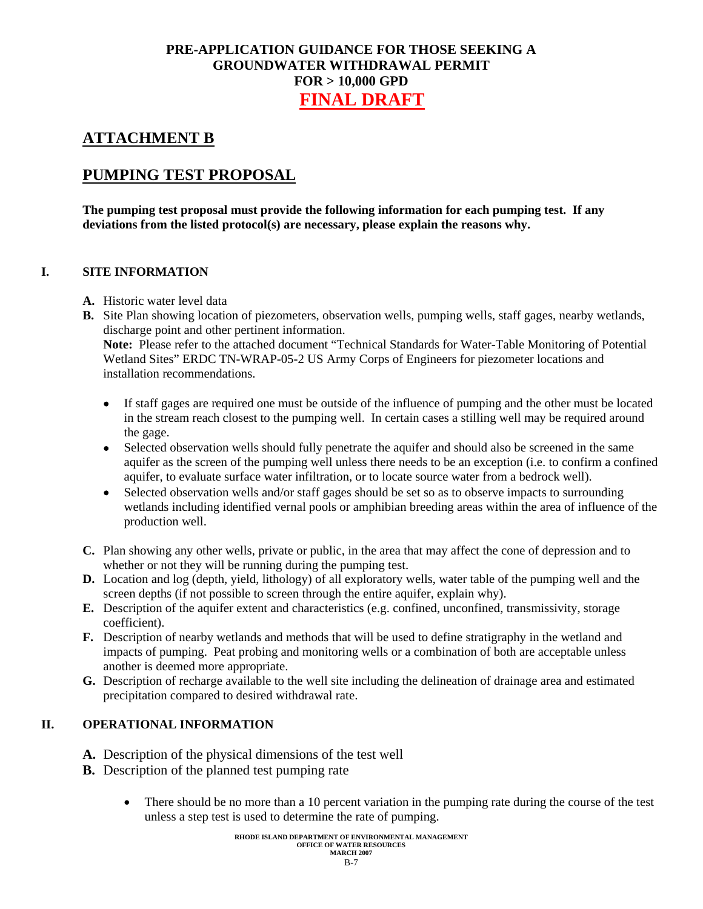**PRE-APPLICATION GUIDANCE FOR THOSE SEEKING A GROUNDWATER WITHDRAWAL PERMIT FOR > 10,000 GPD**

**FINAL DRAFT**

# ATTACHMENT B

# PUMPING TEST PROPOSAL

**The pumping test proposal must provide the following information for each pumping test. If any deviations from the listed protocol(s) are necessary, please explain the reasons why.**

## I. SITE INFORMATION

**A.** Historic water level data

**B.** Site Plan showing location of piezometers, observation wells, pumping wells, staff gages, nearby wetlands, discharge point and other pertinent information.
**Note:** Please refer to the attached document "Technical Standards for Water-Table Monitoring of Potential Wetland Sites" ERDC TN-WRAP-05-2 US Army Corps of Engineers for piezometer locations and installation recommendations.

- If staff gages are required one must be outside of the influence of pumping and the other must be located in the stream reach closest to the pumping well. In certain cases a stilling well may be required around the gage.
- Selected observation wells should fully penetrate the aquifer and should also be screened in the same aquifer as the screen of the pumping well unless there needs to be an exception (i.e. to confirm a confined aquifer, to evaluate surface water infiltration, or to locate source water from a bedrock well).
- Selected observation wells and/or staff gages should be set so as to observe impacts to surrounding wetlands including identified vernal pools or amphibian breeding areas within the area of influence of the production well.

**C.** Plan showing any other wells, private or public, in the area that may affect the cone of depression and to whether or not they will be running during the pumping test.

**D.** Location and log (depth, yield, lithology) of all exploratory wells, water table of the pumping well and the screen depths (if not possible to screen through the entire aquifer, explain why).

**E.** Description of the aquifer extent and characteristics (e.g. confined, unconfined, transmissivity, storage coefficient).

**F.** Description of nearby wetlands and methods that will be used to define stratigraphy in the wetland and impacts of pumping. Peat probing and monitoring wells or a combination of both are acceptable unless another is deemed more appropriate.

**G.** Description of recharge available to the well site including the delineation of drainage area and estimated precipitation compared to desired withdrawal rate.

## II. OPERATIONAL INFORMATION

**A.** Description of the physical dimensions of the test well

**B.** Description of the planned test pumping rate

- There should be no more than a 10 percent variation in the pumping rate during the course of the test unless a step test is used to determine the rate of pumping.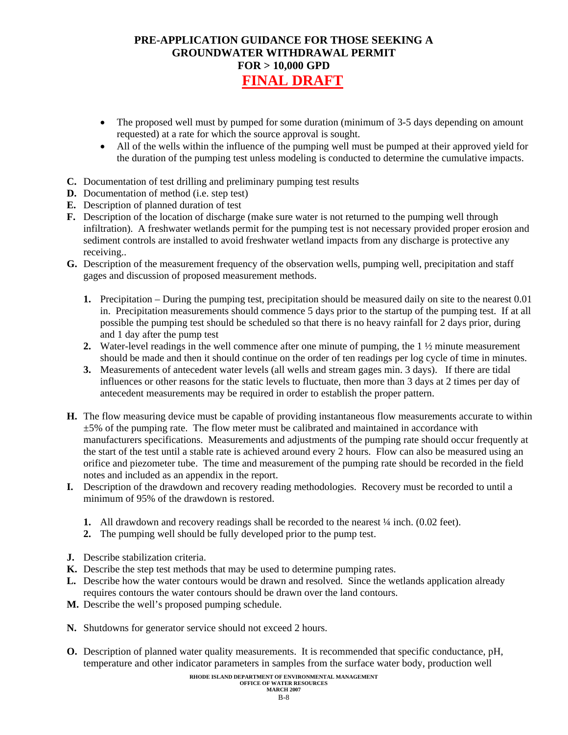- The proposed well must by pumped for some duration (minimum of 3-5 days depending on amount requested) at a rate for which the source approval is sought.
- All of the wells within the influence of the pumping well must be pumped at their approved yield for the duration of the pumping test unless modeling is conducted to determine the cumulative impacts.

**C.** Documentation of test drilling and preliminary pumping test results

**D.** Documentation of method (i.e. step test)

**E.** Description of planned duration of test

**F.** Description of the location of discharge (make sure water is not returned to the pumping well through infiltration). A freshwater wetlands permit for the pumping test is not necessary provided proper erosion and sediment controls are installed to avoid freshwater wetland impacts from any discharge is protective any receiving..

**G.** Description of the measurement frequency of the observation wells, pumping well, precipitation and staff gages and discussion of proposed measurement methods.

1. Precipitation – During the pumping test, precipitation should be measured daily on site to the nearest 0.01 in. Precipitation measurements should commence 5 days prior to the startup of the pumping test. If at all possible the pumping test should be scheduled so that there is no heavy rainfall for 2 days prior, during and 1 day after the pump test
2. Water-level readings in the well commence after one minute of pumping, the 1 ½ minute measurement should be made and then it should continue on the order of ten readings per log cycle of time in minutes.
3. Measurements of antecedent water levels (all wells and stream gages min. 3 days). If there are tidal influences or other reasons for the static levels to fluctuate, then more than 3 days at 2 times per day of antecedent measurements may be required in order to establish the proper pattern.

**H.** The flow measuring device must be capable of providing instantaneous flow measurements accurate to within ±5% of the pumping rate. The flow meter must be calibrated and maintained in accordance with manufacturers specifications. Measurements and adjustments of the pumping rate should occur frequently at the start of the test until a stable rate is achieved around every 2 hours. Flow can also be measured using an orifice and piezometer tube. The time and measurement of the pumping rate should be recorded in the field notes and included as an appendix in the report.

**I.** Description of the drawdown and recovery reading methodologies. Recovery must be recorded to until a minimum of 95% of the drawdown is restored.

1. All drawdown and recovery readings shall be recorded to the nearest ¼ inch. (0.02 feet).
2. The pumping well should be fully developed prior to the pump test.

**J.** Describe stabilization criteria.

**K.** Describe the step test methods that may be used to determine pumping rates.

**L.** Describe how the water contours would be drawn and resolved. Since the wetlands application already requires contours the water contours should be drawn over the land contours.

**M.** Describe the well's proposed pumping schedule.

**N.** Shutdowns for generator service should not exceed 2 hours.

**O.** Description of planned water quality measurements. It is recommended that specific conductance, pH, temperature and other indicator parameters in samples from the surface water body, production well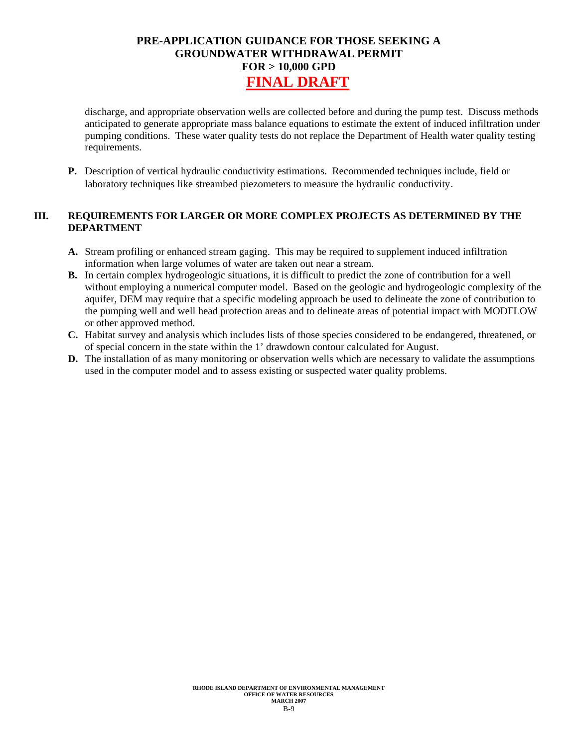discharge, and appropriate observation wells are collected before and during the pump test. Discuss methods anticipated to generate appropriate mass balance equations to estimate the extent of induced infiltration under pumping conditions. These water quality tests do not replace the Department of Health water quality testing requirements.

**P.** Description of vertical hydraulic conductivity estimations. Recommended techniques include, field or laboratory techniques like streambed piezometers to measure the hydraulic conductivity.

## III. REQUIREMENTS FOR LARGER OR MORE COMPLEX PROJECTS AS DETERMINED BY THE DEPARTMENT

**A.** Stream profiling or enhanced stream gaging. This may be required to supplement induced infiltration information when large volumes of water are taken out near a stream.

**B.** In certain complex hydrogeologic situations, it is difficult to predict the zone of contribution for a well without employing a numerical computer model. Based on the geologic and hydrogeologic complexity of the aquifer, DEM may require that a specific modeling approach be used to delineate the zone of contribution to the pumping well and well head protection areas and to delineate areas of potential impact with MODFLOW or other approved method.

**C.** Habitat survey and analysis which includes lists of those species considered to be endangered, threatened, or of special concern in the state within the 1' drawdown contour calculated for August.

**D.** The installation of as many monitoring or observation wells which are necessary to validate the assumptions used in the computer model and to assess existing or suspected water quality problems.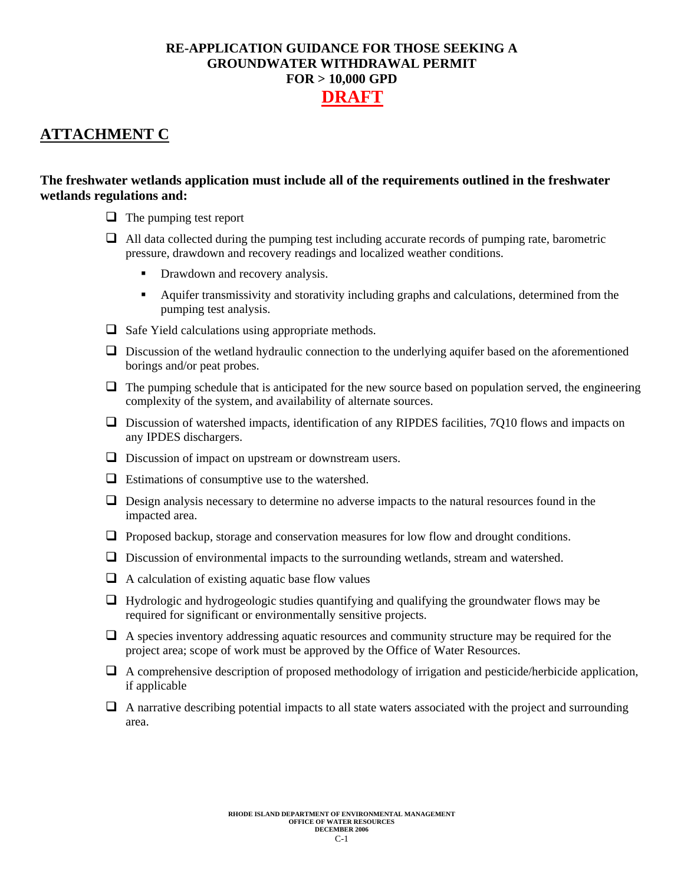**RE-APPLICATION GUIDANCE FOR THOSE SEEKING A GROUNDWATER WITHDRAWAL PERMIT FOR > 10,000 GPD**

**DRAFT**

## ATTACHMENT C

**The freshwater wetlands application must include all of the requirements outlined in the freshwater wetlands regulations and:**

- [ ] The pumping test report
- [ ] All data collected during the pumping test including accurate records of pumping rate, barometric pressure, drawdown and recovery readings and localized weather conditions.
    - Drawdown and recovery analysis.
    - Aquifer transmissivity and storativity including graphs and calculations, determined from the pumping test analysis.
- [ ] Safe Yield calculations using appropriate methods.
- [ ] Discussion of the wetland hydraulic connection to the underlying aquifer based on the aforementioned borings and/or peat probes.
- [ ] The pumping schedule that is anticipated for the new source based on population served, the engineering complexity of the system, and availability of alternate sources.
- [ ] Discussion of watershed impacts, identification of any RIPDES facilities, 7Q10 flows and impacts on any IPDES dischargers.
- [ ] Discussion of impact on upstream or downstream users.
- [ ] Estimations of consumptive use to the watershed.
- [ ] Design analysis necessary to determine no adverse impacts to the natural resources found in the impacted area.
- [ ] Proposed backup, storage and conservation measures for low flow and drought conditions.
- [ ] Discussion of environmental impacts to the surrounding wetlands, stream and watershed.
- [ ] A calculation of existing aquatic base flow values
- [ ] Hydrologic and hydrogeologic studies quantifying and qualifying the groundwater flows may be required for significant or environmentally sensitive projects.
- [ ] A species inventory addressing aquatic resources and community structure may be required for the project area; scope of work must be approved by the Office of Water Resources.
- [ ] A comprehensive description of proposed methodology of irrigation and pesticide/herbicide application, if applicable
- [ ] A narrative describing potential impacts to all state waters associated with the project and surrounding area.